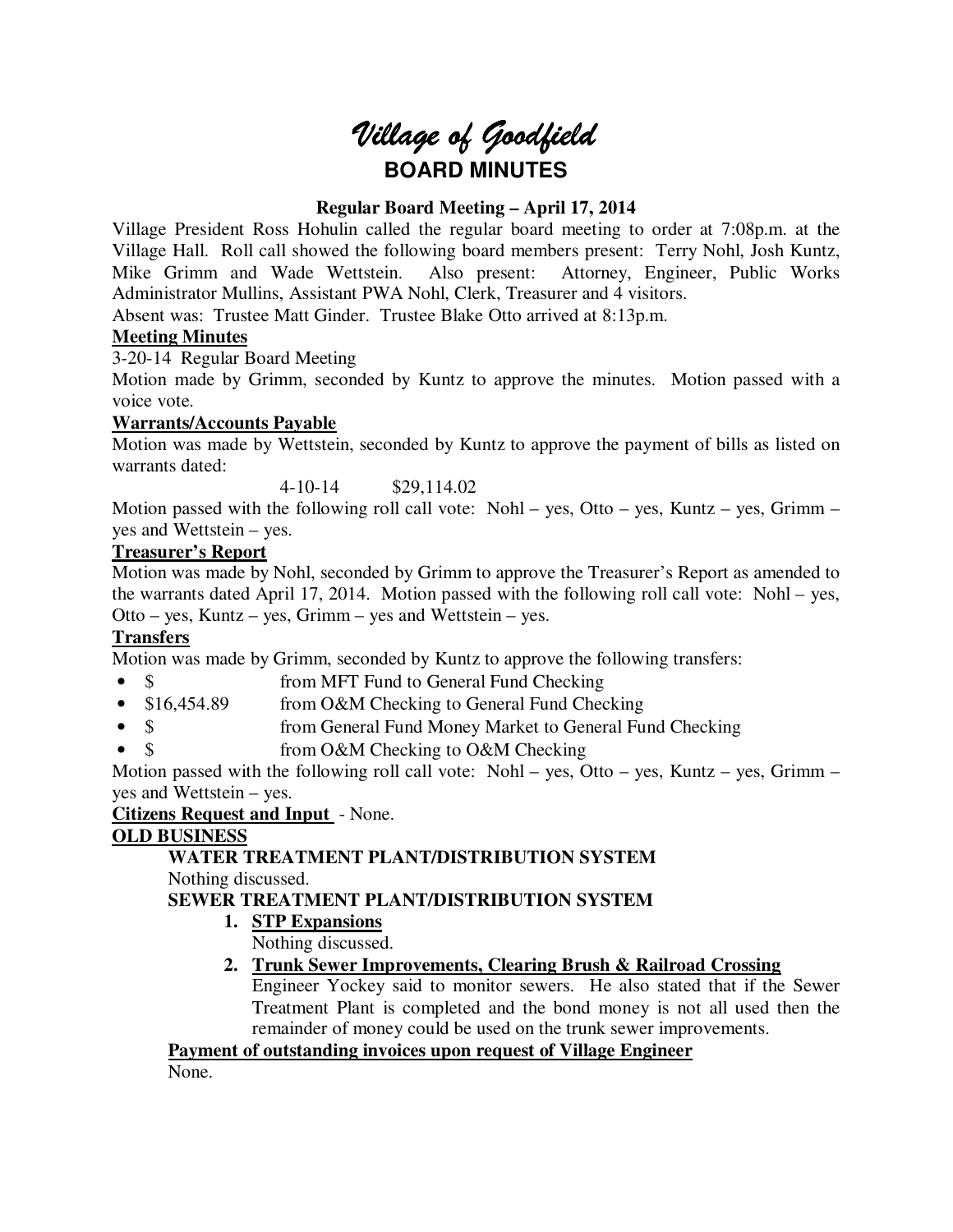# Village of Goodfield

## BOARD MINUTES

**Regular Board Meeting – April 17, 2014**

Village President Ross Hohulin called the regular board meeting to order at 7:08p.m. at the Village Hall. Roll call showed the following board members present: Terry Nohl, Josh Kuntz, Mike Grimm and Wade Wettstein. Also present: Attorney, Engineer, Public Works Administrator Mullins, Assistant PWA Nohl, Clerk, Treasurer and 4 visitors.

Absent was: Trustee Matt Ginder. Trustee Blake Otto arrived at 8:13p.m.

**Meeting Minutes**

3-20-14 Regular Board Meeting

Motion made by Grimm, seconded by Kuntz to approve the minutes. Motion passed with a voice vote.

**Warrants/Accounts Payable**

Motion was made by Wettstein, seconded by Kuntz to approve the payment of bills as listed on warrants dated:

4-10-14 $29,114.02

Motion passed with the following roll call vote: Nohl – yes, Otto – yes, Kuntz – yes, Grimm – yes and Wettstein – yes.

**Treasurer's Report**

Motion was made by Nohl, seconded by Grimm to approve the Treasurer's Report as amended to the warrants dated April 17, 2014. Motion passed with the following roll call vote: Nohl – yes, Otto – yes, Kuntz – yes, Grimm – yes and Wettstein – yes.

**Transfers**

Motion was made by Grimm, seconded by Kuntz to approve the following transfers:

- $ from MFT Fund to General Fund Checking
- $16,454.89 from O&M Checking to General Fund Checking
- $ from General Fund Money Market to General Fund Checking
- $ from O&M Checking to O&M Checking

Motion passed with the following roll call vote: Nohl – yes, Otto – yes, Kuntz – yes, Grimm – yes and Wettstein – yes.

**Citizens Request and Input** - None.

**OLD BUSINESS**

**WATER TREATMENT PLANT/DISTRIBUTION SYSTEM**

Nothing discussed.

**SEWER TREATMENT PLANT/DISTRIBUTION SYSTEM**

1. **STP Expansions**
   Nothing discussed.
2. **Trunk Sewer Improvements, Clearing Brush & Railroad Crossing**
   Engineer Yockey said to monitor sewers. He also stated that if the Sewer Treatment Plant is completed and the bond money is not all used then the remainder of money could be used on the trunk sewer improvements.

**Payment of outstanding invoices upon request of Village Engineer**

None.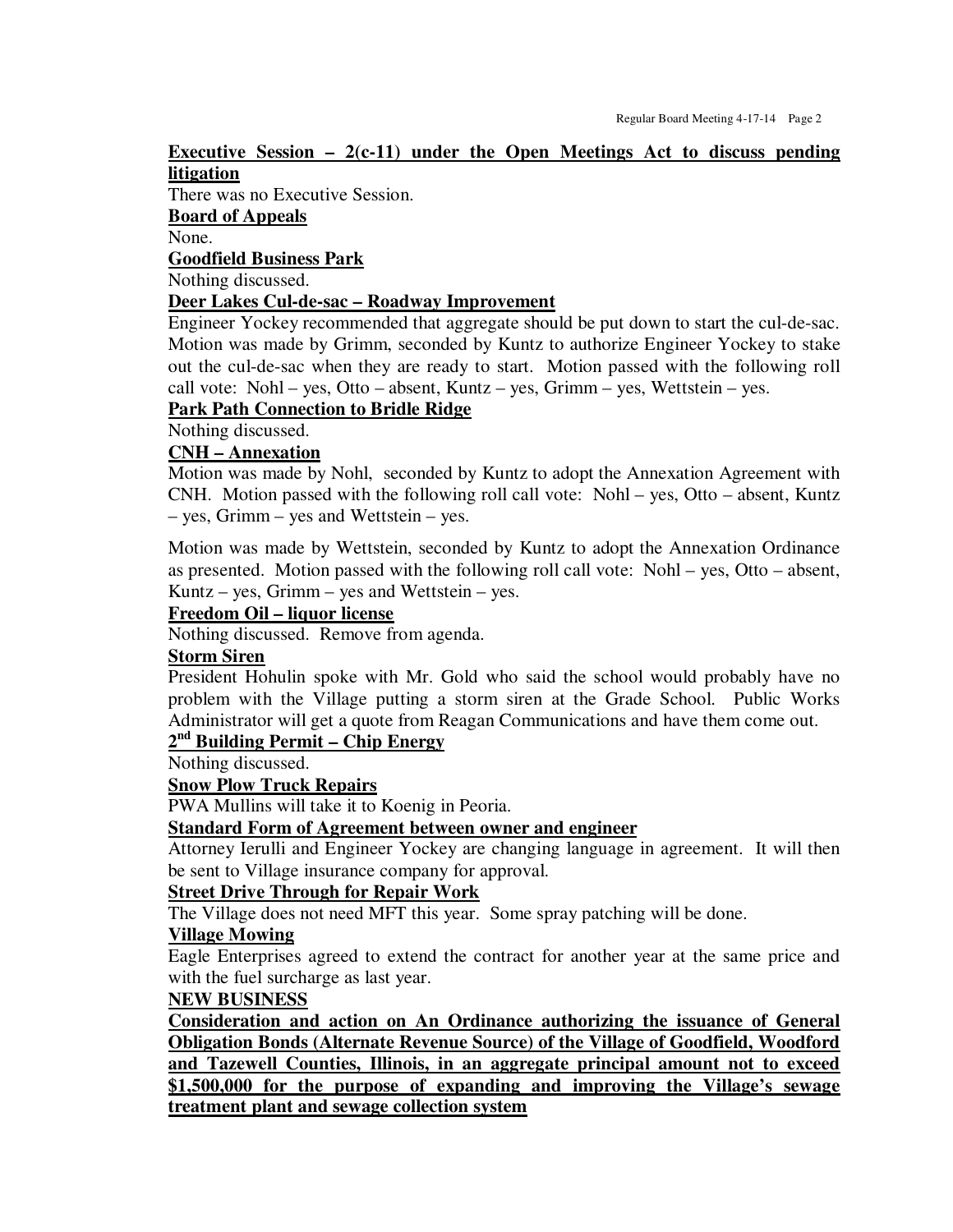**Executive Session – 2(c-11) under the Open Meetings Act to discuss pending litigation**

There was no Executive Session.

**Board of Appeals**

None.

**Goodfield Business Park**

Nothing discussed.

**Deer Lakes Cul-de-sac – Roadway Improvement**

Engineer Yockey recommended that aggregate should be put down to start the cul-de-sac. Motion was made by Grimm, seconded by Kuntz to authorize Engineer Yockey to stake out the cul-de-sac when they are ready to start. Motion passed with the following roll call vote: Nohl – yes, Otto – absent, Kuntz – yes, Grimm – yes, Wettstein – yes.

**Park Path Connection to Bridle Ridge**

Nothing discussed.

**CNH – Annexation**

Motion was made by Nohl, seconded by Kuntz to adopt the Annexation Agreement with CNH. Motion passed with the following roll call vote: Nohl – yes, Otto – absent, Kuntz – yes, Grimm – yes and Wettstein – yes.

Motion was made by Wettstein, seconded by Kuntz to adopt the Annexation Ordinance as presented. Motion passed with the following roll call vote: Nohl – yes, Otto – absent, Kuntz – yes, Grimm – yes and Wettstein – yes.

**Freedom Oil – liquor license**

Nothing discussed. Remove from agenda.

**Storm Siren**

President Hohulin spoke with Mr. Gold who said the school would probably have no problem with the Village putting a storm siren at the Grade School. Public Works Administrator will get a quote from Reagan Communications and have them come out.

**2nd Building Permit – Chip Energy**

Nothing discussed.

**Snow Plow Truck Repairs**

PWA Mullins will take it to Koenig in Peoria.

**Standard Form of Agreement between owner and engineer**

Attorney Ierulli and Engineer Yockey are changing language in agreement. It will then be sent to Village insurance company for approval.

**Street Drive Through for Repair Work**

The Village does not need MFT this year. Some spray patching will be done.

**Village Mowing**

Eagle Enterprises agreed to extend the contract for another year at the same price and with the fuel surcharge as last year.

**NEW BUSINESS**

**Consideration and action on An Ordinance authorizing the issuance of General Obligation Bonds (Alternate Revenue Source) of the Village of Goodfield, Woodford and Tazewell Counties, Illinois, in an aggregate principal amount not to exceed $1,500,000 for the purpose of expanding and improving the Village's sewage treatment plant and sewage collection system**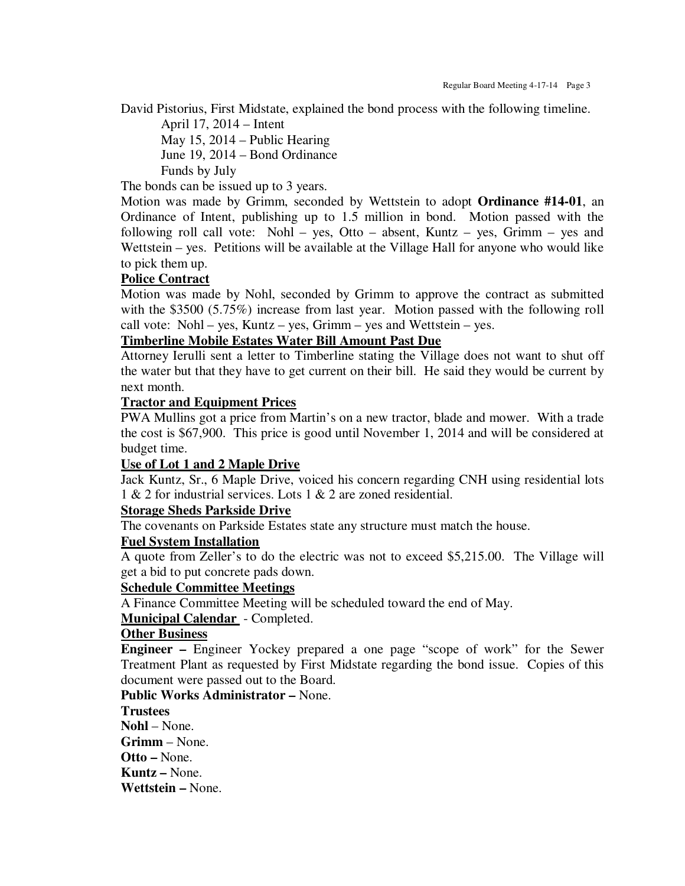David Pistorius, First Midstate, explained the bond process with the following timeline.

April 17, 2014 – Intent
May 15, 2014 – Public Hearing
June 19, 2014 – Bond Ordinance
Funds by July

The bonds can be issued up to 3 years.

Motion was made by Grimm, seconded by Wettstein to adopt **Ordinance #14-01**, an Ordinance of Intent, publishing up to 1.5 million in bond. Motion passed with the following roll call vote: Nohl – yes, Otto – absent, Kuntz – yes, Grimm – yes and Wettstein – yes. Petitions will be available at the Village Hall for anyone who would like to pick them up.

**Police Contract**

Motion was made by Nohl, seconded by Grimm to approve the contract as submitted with the $3500 (5.75%) increase from last year. Motion passed with the following roll call vote: Nohl – yes, Kuntz – yes, Grimm – yes and Wettstein – yes.

**Timberline Mobile Estates Water Bill Amount Past Due**

Attorney Ierulli sent a letter to Timberline stating the Village does not want to shut off the water but that they have to get current on their bill. He said they would be current by next month.

**Tractor and Equipment Prices**

PWA Mullins got a price from Martin's on a new tractor, blade and mower. With a trade the cost is $67,900. This price is good until November 1, 2014 and will be considered at budget time.

**Use of Lot 1 and 2 Maple Drive**

Jack Kuntz, Sr., 6 Maple Drive, voiced his concern regarding CNH using residential lots 1 & 2 for industrial services. Lots 1 & 2 are zoned residential.

**Storage Sheds Parkside Drive**

The covenants on Parkside Estates state any structure must match the house.

**Fuel System Installation**

A quote from Zeller's to do the electric was not to exceed $5,215.00. The Village will get a bid to put concrete pads down.

**Schedule Committee Meetings**

A Finance Committee Meeting will be scheduled toward the end of May.

**Municipal Calendar** - Completed.

**Other Business**

**Engineer –** Engineer Yockey prepared a one page "scope of work" for the Sewer Treatment Plant as requested by First Midstate regarding the bond issue. Copies of this document were passed out to the Board.

**Public Works Administrator –** None.

**Trustees**

**Nohl** – None.

**Grimm** – None.

**Otto –** None.

**Kuntz –** None.

**Wettstein –** None.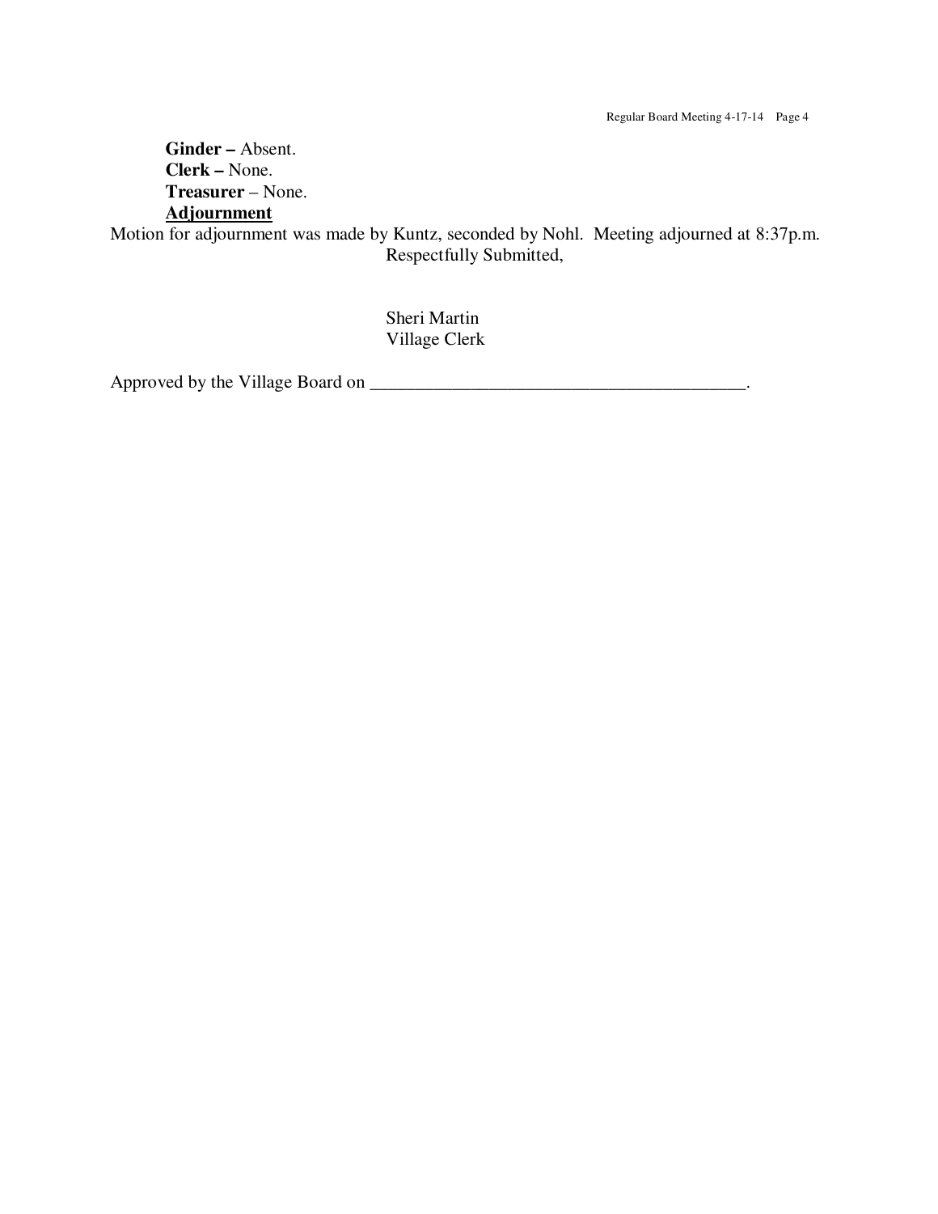**Ginder –** Absent.

**Clerk –** None.

**Treasurer** – None.

**<u>Adjournment</u>**

Motion for adjournment was made by Kuntz, seconded by Nohl. Meeting adjourned at 8:37p.m.

Respectfully Submitted,

Sheri Martin
Village Clerk

Approved by the Village Board on ________________________________________.